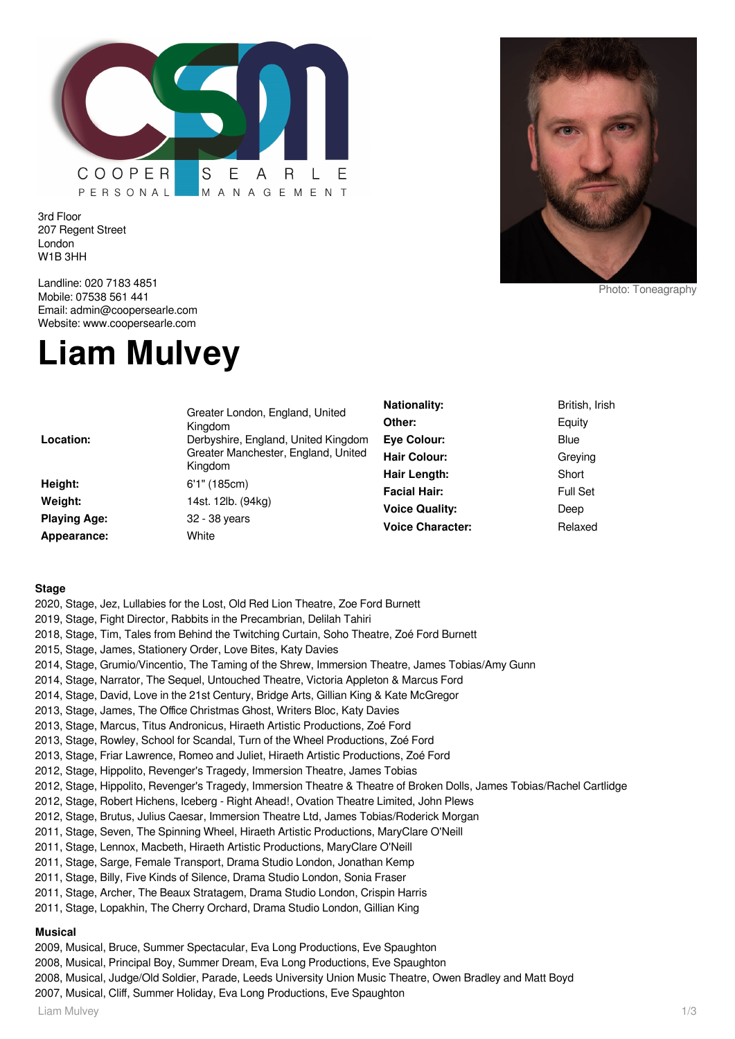COOPER SEARLE
PERSONAL MANAGEMENT

3rd Floor
207 Regent Street
London
W1B 3HH

Landline: 020 7183 4851
Mobile: 07538 561 441
Email: admin@coopersearle.com
Website: www.coopersearle.com

Photo: Toneagraphy

# Liam Mulvey

| | |
|---|---|
| **Location:** | Greater London, England, United Kingdom<br>Derbyshire, England, United Kingdom<br>Greater Manchester, England, United Kingdom |
| **Height:** | 6'1" (185cm) |
| **Weight:** | 14st. 12lb. (94kg) |
| **Playing Age:** | 32 - 38 years |
| **Appearance:** | White |
| **Nationality:** | British, Irish |
| **Other:** | Equity |
| **Eye Colour:** | Blue |
| **Hair Colour:** | Greying |
| **Hair Length:** | Short |
| **Facial Hair:** | Full Set |
| **Voice Quality:** | Deep |
| **Voice Character:** | Relaxed |

### Stage

2020, Stage, Jez, Lullabies for the Lost, Old Red Lion Theatre, Zoe Ford Burnett
2019, Stage, Fight Director, Rabbits in the Precambrian, Delilah Tahiri
2018, Stage, Tim, Tales from Behind the Twitching Curtain, Soho Theatre, Zoé Ford Burnett
2015, Stage, James, Stationery Order, Love Bites, Katy Davies
2014, Stage, Grumio/Vincentio, The Taming of the Shrew, Immersion Theatre, James Tobias/Amy Gunn
2014, Stage, Narrator, The Sequel, Untouched Theatre, Victoria Appleton & Marcus Ford
2014, Stage, David, Love in the 21st Century, Bridge Arts, Gillian King & Kate McGregor
2013, Stage, James, The Office Christmas Ghost, Writers Bloc, Katy Davies
2013, Stage, Marcus, Titus Andronicus, Hiraeth Artistic Productions, Zoé Ford
2013, Stage, Rowley, School for Scandal, Turn of the Wheel Productions, Zoé Ford
2013, Stage, Friar Lawrence, Romeo and Juliet, Hiraeth Artistic Productions, Zoé Ford
2012, Stage, Hippolito, Revenger's Tragedy, Immersion Theatre, James Tobias
2012, Stage, Hippolito, Revenger's Tragedy, Immersion Theatre & Theatre of Broken Dolls, James Tobias/Rachel Cartlidge
2012, Stage, Robert Hichens, Iceberg - Right Ahead!, Ovation Theatre Limited, John Plews
2012, Stage, Brutus, Julius Caesar, Immersion Theatre Ltd, James Tobias/Roderick Morgan
2011, Stage, Seven, The Spinning Wheel, Hiraeth Artistic Productions, MaryClare O'Neill
2011, Stage, Lennox, Macbeth, Hiraeth Artistic Productions, MaryClare O'Neill
2011, Stage, Sarge, Female Transport, Drama Studio London, Jonathan Kemp
2011, Stage, Billy, Five Kinds of Silence, Drama Studio London, Sonia Fraser
2011, Stage, Archer, The Beaux Stratagem, Drama Studio London, Crispin Harris
2011, Stage, Lopakhin, The Cherry Orchard, Drama Studio London, Gillian King

### Musical

2009, Musical, Bruce, Summer Spectacular, Eva Long Productions, Eve Spaughton
2008, Musical, Principal Boy, Summer Dream, Eva Long Productions, Eve Spaughton
2008, Musical, Judge/Old Soldier, Parade, Leeds University Union Music Theatre, Owen Bradley and Matt Boyd
2007, Musical, Cliff, Summer Holiday, Eva Long Productions, Eve Spaughton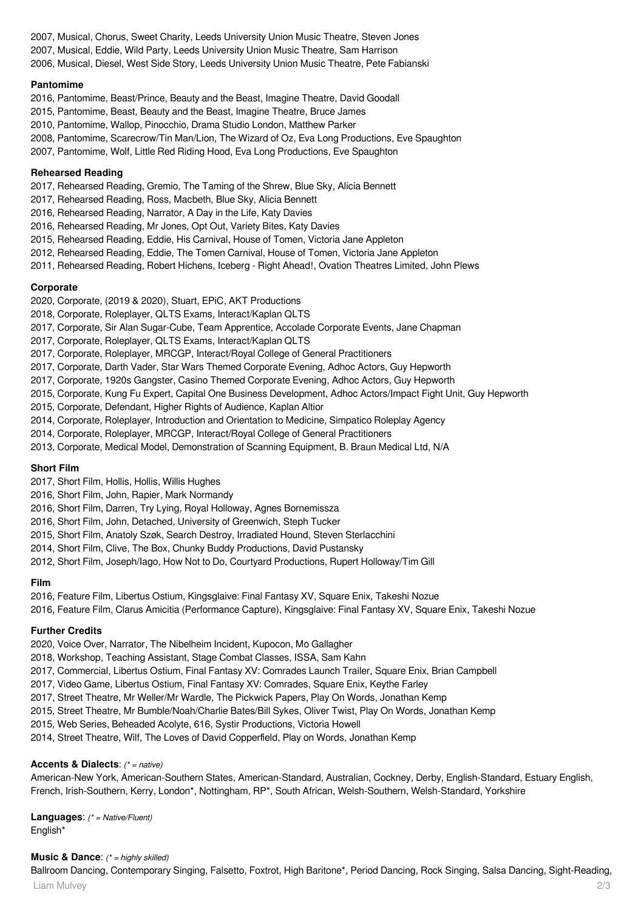2007, Musical, Chorus, Sweet Charity, Leeds University Union Music Theatre, Steven Jones
2007, Musical, Eddie, Wild Party, Leeds University Union Music Theatre, Sam Harrison
2006, Musical, Diesel, West Side Story, Leeds University Union Music Theatre, Pete Fabianski

**Pantomime**

2016, Pantomime, Beast/Prince, Beauty and the Beast, Imagine Theatre, David Goodall
2015, Pantomime, Beast, Beauty and the Beast, Imagine Theatre, Bruce James
2010, Pantomime, Wallop, Pinocchio, Drama Studio London, Matthew Parker
2008, Pantomime, Scarecrow/Tin Man/Lion, The Wizard of Oz, Eva Long Productions, Eve Spaughton
2007, Pantomime, Wolf, Little Red Riding Hood, Eva Long Productions, Eve Spaughton

**Rehearsed Reading**

2017, Rehearsed Reading, Gremio, The Taming of the Shrew, Blue Sky, Alicia Bennett
2017, Rehearsed Reading, Ross, Macbeth, Blue Sky, Alicia Bennett
2016, Rehearsed Reading, Narrator, A Day in the Life, Katy Davies
2016, Rehearsed Reading, Mr Jones, Opt Out, Variety Bites, Katy Davies
2015, Rehearsed Reading, Eddie, His Carnival, House of Tomen, Victoria Jane Appleton
2012, Rehearsed Reading, Eddie, The Tomen Carnival, House of Tomen, Victoria Jane Appleton
2011, Rehearsed Reading, Robert Hichens, Iceberg - Right Ahead!, Ovation Theatres Limited, John Plews

**Corporate**

2020, Corporate, (2019 & 2020), Stuart, EPiC, AKT Productions
2018, Corporate, Roleplayer, QLTS Exams, Interact/Kaplan QLTS
2017, Corporate, Sir Alan Sugar-Cube, Team Apprentice, Accolade Corporate Events, Jane Chapman
2017, Corporate, Roleplayer, QLTS Exams, Interact/Kaplan QLTS
2017, Corporate, Roleplayer, MRCGP, Interact/Royal College of General Practitioners
2017, Corporate, Darth Vader, Star Wars Themed Corporate Evening, Adhoc Actors, Guy Hepworth
2017, Corporate, 1920s Gangster, Casino Themed Corporate Evening, Adhoc Actors, Guy Hepworth
2015, Corporate, Kung Fu Expert, Capital One Business Development, Adhoc Actors/Impact Fight Unit, Guy Hepworth
2015, Corporate, Defendant, Higher Rights of Audience, Kaplan Altior
2014, Corporate, Roleplayer, Introduction and Orientation to Medicine, Simpatico Roleplay Agency
2014, Corporate, Roleplayer, MRCGP, Interact/Royal College of General Practitioners
2013, Corporate, Medical Model, Demonstration of Scanning Equipment, B. Braun Medical Ltd, N/A

**Short Film**

2017, Short Film, Hollis, Hollis, Willis Hughes
2016, Short Film, John, Rapier, Mark Normandy
2016, Short Film, Darren, Try Lying, Royal Holloway, Agnes Bornemissza
2016, Short Film, John, Detached, University of Greenwich, Steph Tucker
2015, Short Film, Anatoly Szøk, Search Destroy, Irradiated Hound, Steven Sterlacchini
2014, Short Film, Clive, The Box, Chunky Buddy Productions, David Pustansky
2012, Short Film, Joseph/Iago, How Not to Do, Courtyard Productions, Rupert Holloway/Tim Gill

**Film**

2016, Feature Film, Libertus Ostium, Kingsglaive: Final Fantasy XV, Square Enix, Takeshi Nozue
2016, Feature Film, Clarus Amicitia (Performance Capture), Kingsglaive: Final Fantasy XV, Square Enix, Takeshi Nozue

**Further Credits**

2020, Voice Over, Narrator, The Nibelheim Incident, Kupocon, Mo Gallagher
2018, Workshop, Teaching Assistant, Stage Combat Classes, ISSA, Sam Kahn
2017, Commercial, Libertus Ostium, Final Fantasy XV: Comrades Launch Trailer, Square Enix, Brian Campbell
2017, Video Game, Libertus Ostium, Final Fantasy XV: Comrades, Square Enix, Keythe Farley
2017, Street Theatre, Mr Weller/Mr Wardle, The Pickwick Papers, Play On Words, Jonathan Kemp
2015, Street Theatre, Mr Bumble/Noah/Charlie Bates/Bill Sykes, Oliver Twist, Play On Words, Jonathan Kemp
2015, Web Series, Beheaded Acolyte, 616, Systir Productions, Victoria Howell
2014, Street Theatre, Wilf, The Loves of David Copperfield, Play on Words, Jonathan Kemp

**Accents & Dialects**: *(* = native)*
American-New York, American-Southern States, American-Standard, Australian, Cockney, Derby, English-Standard, Estuary English, French, Irish-Southern, Kerry, London*, Nottingham, RP*, South African, Welsh-Southern, Welsh-Standard, Yorkshire

**Languages**: *(* = Native/Fluent)*
English*

**Music & Dance**: *(* = highly skilled)*
Ballroom Dancing, Contemporary Singing, Falsetto, Foxtrot, High Baritone*, Period Dancing, Rock Singing, Salsa Dancing, Sight-Reading,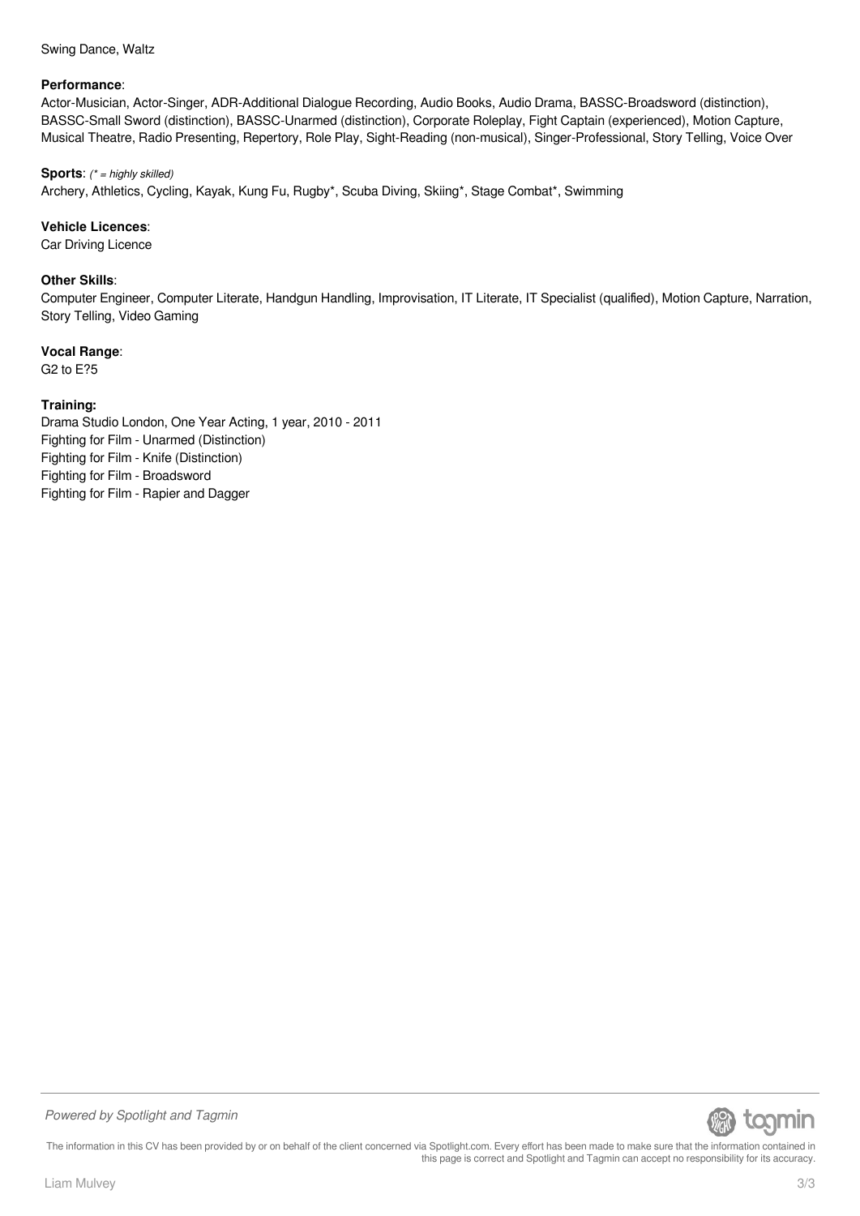Swing Dance, Waltz

**Performance**:
Actor-Musician, Actor-Singer, ADR-Additional Dialogue Recording, Audio Books, Audio Drama, BASSC-Broadsword (distinction), BASSC-Small Sword (distinction), BASSC-Unarmed (distinction), Corporate Roleplay, Fight Captain (experienced), Motion Capture, Musical Theatre, Radio Presenting, Repertory, Role Play, Sight-Reading (non-musical), Singer-Professional, Story Telling, Voice Over

**Sports**: *(* = highly skilled)*
Archery, Athletics, Cycling, Kayak, Kung Fu, Rugby*, Scuba Diving, Skiing*, Stage Combat*, Swimming

**Vehicle Licences**:
Car Driving Licence

**Other Skills**:
Computer Engineer, Computer Literate, Handgun Handling, Improvisation, IT Literate, IT Specialist (qualified), Motion Capture, Narration, Story Telling, Video Gaming

**Vocal Range**:
G2 to E?5

**Training:**
Drama Studio London, One Year Acting, 1 year, 2010 - 2011
Fighting for Film - Unarmed (Distinction)
Fighting for Film - Knife (Distinction)
Fighting for Film - Broadsword
Fighting for Film - Rapier and Dagger

*Powered by Spotlight and Tagmin*

The information in this CV has been provided by or on behalf of the client concerned via Spotlight.com. Every effort has been made to make sure that the information contained in this page is correct and Spotlight and Tagmin can accept no responsibility for its accuracy.